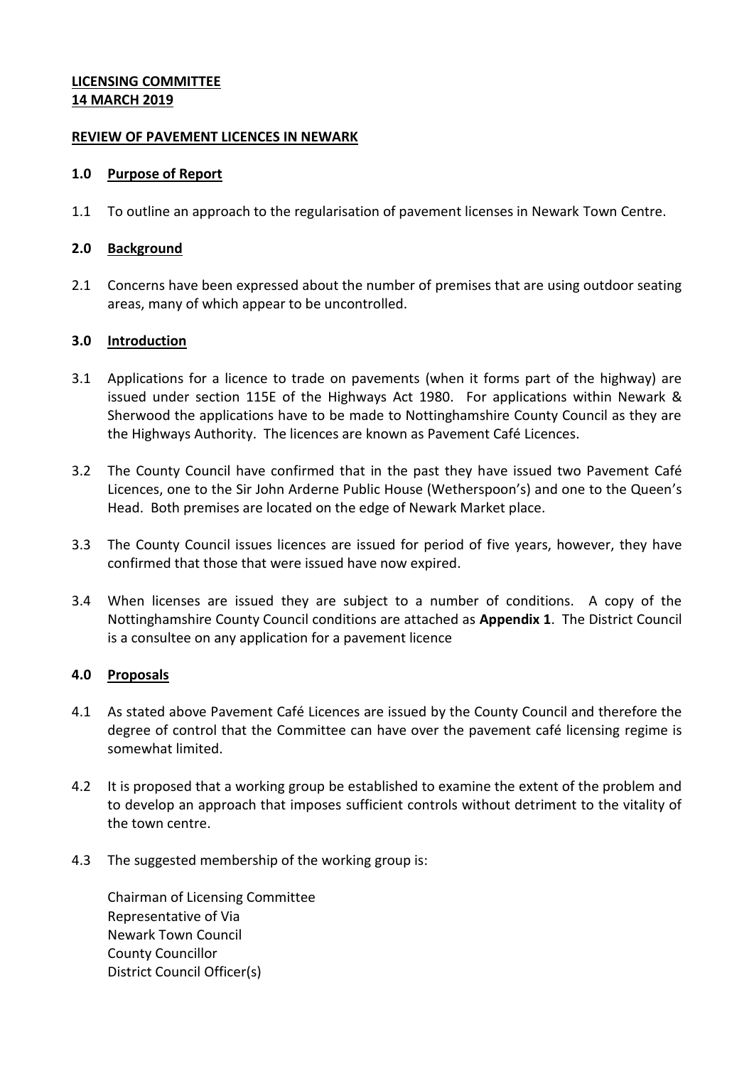**LICENSING COMMITTEE**
**14 MARCH 2019**

**REVIEW OF PAVEMENT LICENCES IN NEWARK**

## 1.0 Purpose of Report

1.1 To outline an approach to the regularisation of pavement licenses in Newark Town Centre.

## 2.0 Background

2.1 Concerns have been expressed about the number of premises that are using outdoor seating areas, many of which appear to be uncontrolled.

## 3.0 Introduction

3.1 Applications for a licence to trade on pavements (when it forms part of the highway) are issued under section 115E of the Highways Act 1980. For applications within Newark & Sherwood the applications have to be made to Nottinghamshire County Council as they are the Highways Authority. The licences are known as Pavement Café Licences.

3.2 The County Council have confirmed that in the past they have issued two Pavement Café Licences, one to the Sir John Arderne Public House (Wetherspoon's) and one to the Queen's Head. Both premises are located on the edge of Newark Market place.

3.3 The County Council issues licences are issued for period of five years, however, they have confirmed that those that were issued have now expired.

3.4 When licenses are issued they are subject to a number of conditions. A copy of the Nottinghamshire County Council conditions are attached as **Appendix 1**. The District Council is a consultee on any application for a pavement licence

## 4.0 Proposals

4.1 As stated above Pavement Café Licences are issued by the County Council and therefore the degree of control that the Committee can have over the pavement café licensing regime is somewhat limited.

4.2 It is proposed that a working group be established to examine the extent of the problem and to develop an approach that imposes sufficient controls without detriment to the vitality of the town centre.

4.3 The suggested membership of the working group is:

Chairman of Licensing Committee
Representative of Via
Newark Town Council
County Councillor
District Council Officer(s)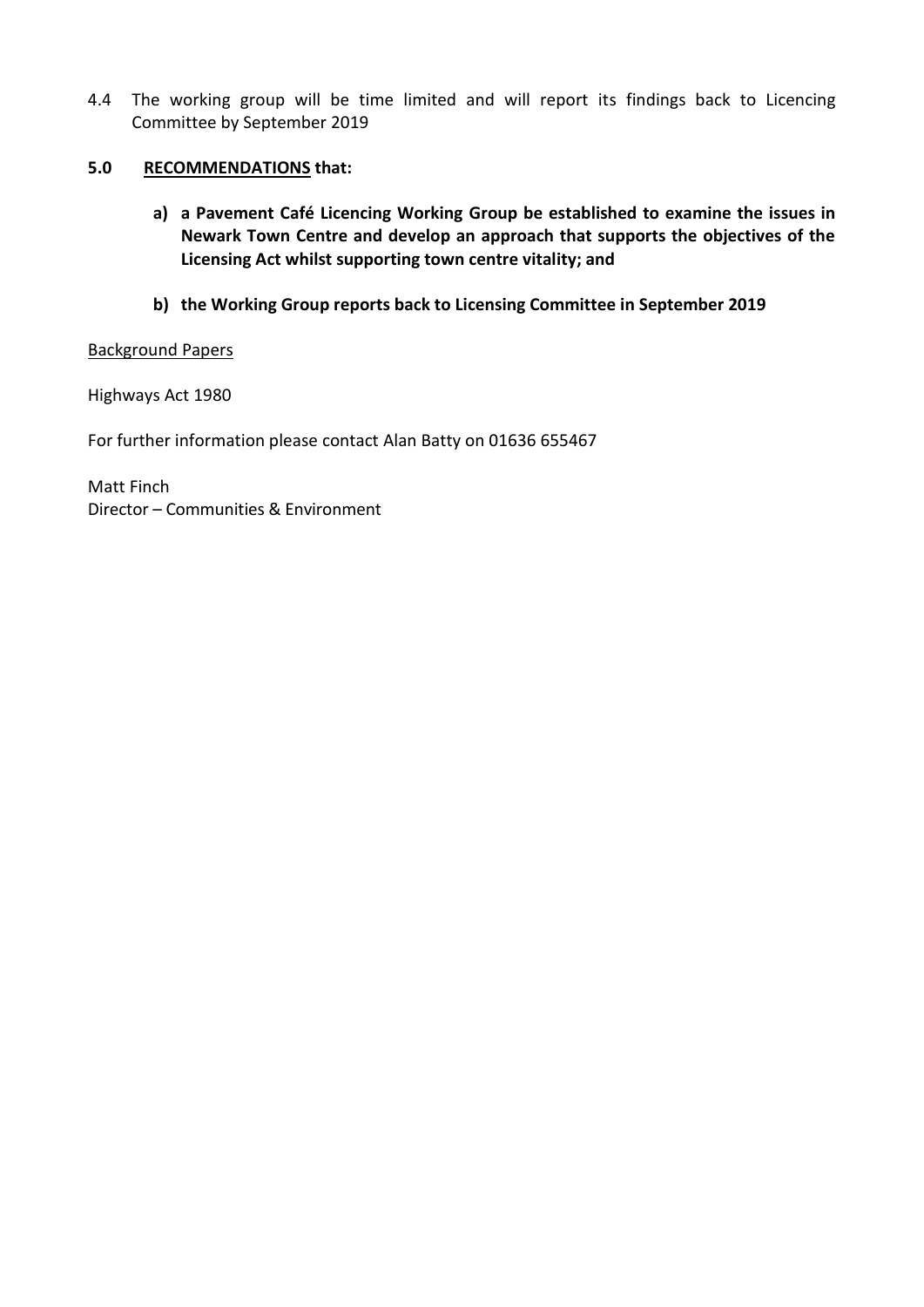4.4 The working group will be time limited and will report its findings back to Licencing Committee by September 2019

## 5.0 RECOMMENDATIONS that:

a) **a Pavement Café Licencing Working Group be established to examine the issues in Newark Town Centre and develop an approach that supports the objectives of the Licensing Act whilst supporting town centre vitality; and**

b) **the Working Group reports back to Licensing Committee in September 2019**

Background Papers

Highways Act 1980

For further information please contact Alan Batty on 01636 655467

Matt Finch
Director – Communities & Environment